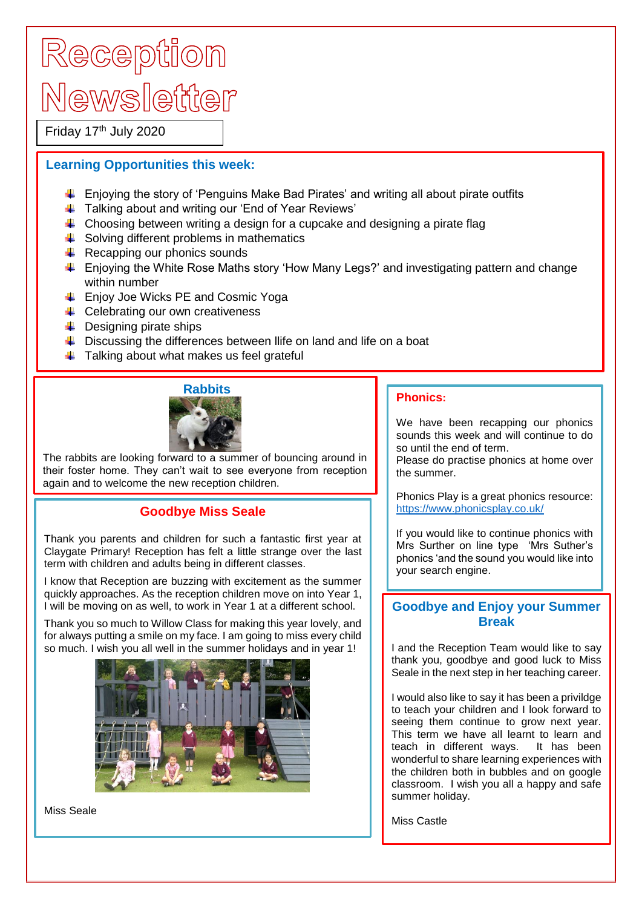# Reception Newsletter

Friday 17th July 2020

## Learning Opportunities this week:

- Enjoying the story of 'Penguins Make Bad Pirates' and writing all about pirate outfits
- Talking about and writing our 'End of Year Reviews'
- Choosing between writing a design for a cupcake and designing a pirate flag
- Solving different problems in mathematics
- Recapping our phonics sounds
- Enjoying the White Rose Maths story 'How Many Legs?' and investigating pattern and change within number
- Enjoy Joe Wicks PE and Cosmic Yoga
- Celebrating our own creativeness
- Designing pirate ships
- Discussing the differences between llife on land and life on a boat
- Talking about what makes us feel grateful

## Rabbits

The rabbits are looking forward to a summer of bouncing around in their foster home. They can't wait to see everyone from reception again and to welcome the new reception children.

## Goodbye Miss Seale

Thank you parents and children for such a fantastic first year at Claygate Primary! Reception has felt a little strange over the last term with children and adults being in different classes.

I know that Reception are buzzing with excitement as the summer quickly approaches. As the reception children move on into Year 1, I will be moving on as well, to work in Year 1 at a different school.

Thank you so much to Willow Class for making this year lovely, and for always putting a smile on my face. I am going to miss every child so much. I wish you all well in the summer holidays and in year 1!

Miss Seale

## Phonics:

We have been recapping our phonics sounds this week and will continue to do so until the end of term.
Please do practise phonics at home over the summer.

Phonics Play is a great phonics resource: https://www.phonicsplay.co.uk/

If you would like to continue phonics with Mrs Surther on line type 'Mrs Suther's phonics 'and the sound you would like into your search engine.

## Goodbye and Enjoy your Summer Break

I and the Reception Team would like to say thank you, goodbye and good luck to Miss Seale in the next step in her teaching career.

I would also like to say it has been a privildge to teach your children and I look forward to seeing them continue to grow next year. This term we have all learnt to learn and teach in different ways. It has been wonderful to share learning experiences with the children both in bubbles and on google classroom. I wish you all a happy and safe summer holiday.

Miss Castle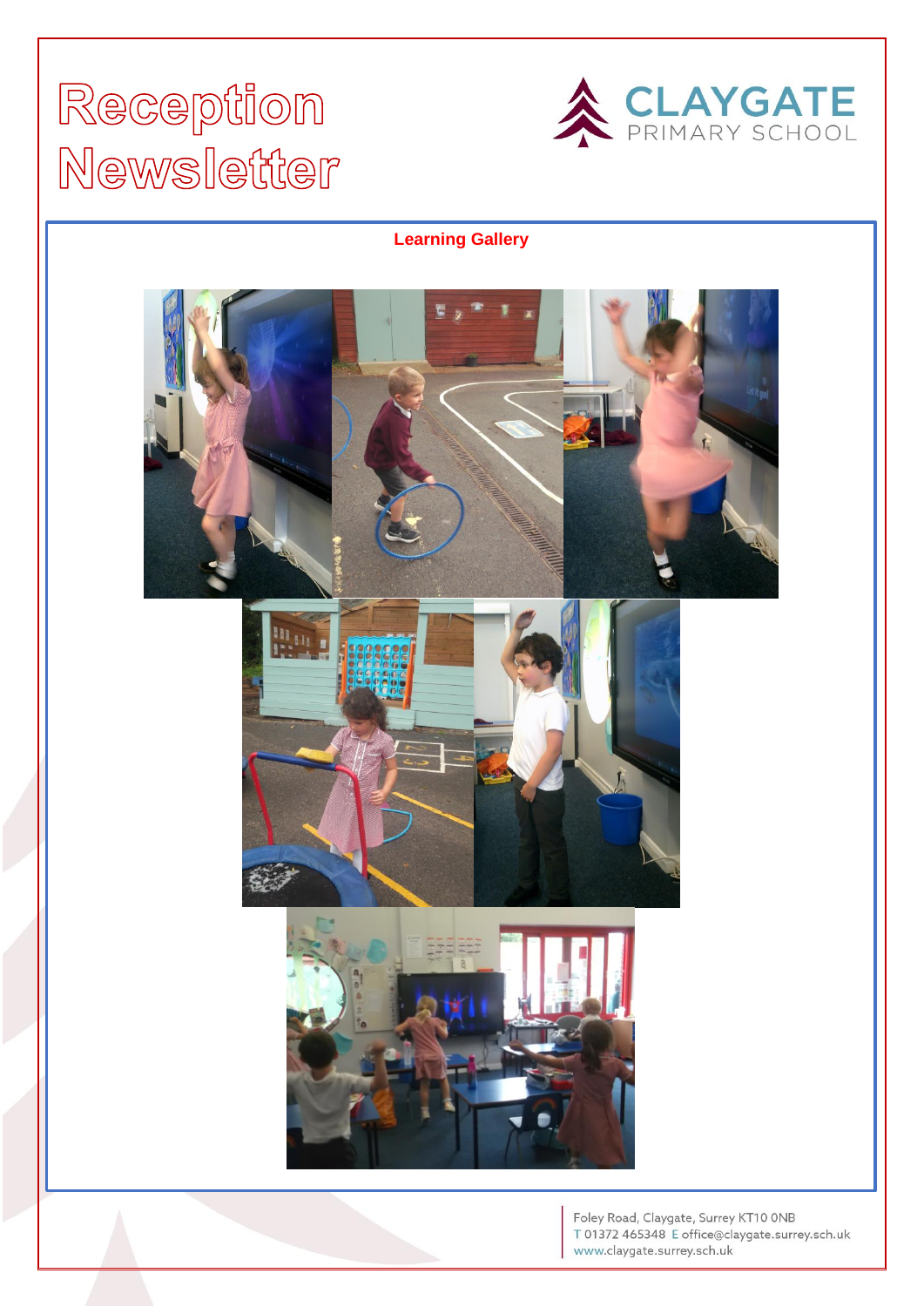# Reception Newsletter

CLAYGATE PRIMARY SCHOOL

**Learning Gallery**

Foley Road, Claygate, Surrey KT10 0NB
T 01372 465348 E office@claygate.surrey.sch.uk
www.claygate.surrey.sch.uk